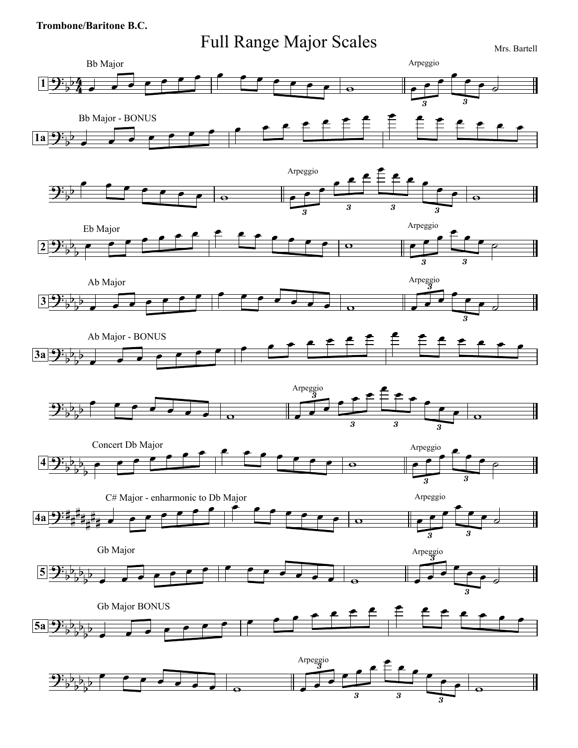**Trombone/Baritone B.C.**

# Full Range Major Scales

Mrs. Bartell

1 Bb Major — Arpeggio

1a Bb Major - BONUS — Arpeggio

2 Eb Major — Arpeggio

3 Ab Major — Arpeggio

3a Ab Major - BONUS — Arpeggio

4 Concert Db Major — Arpeggio

4a C# Major - enharmonic to Db Major — Arpeggio

5 Gb Major — Arpeggio

5a Gb Major BONUS — Arpeggio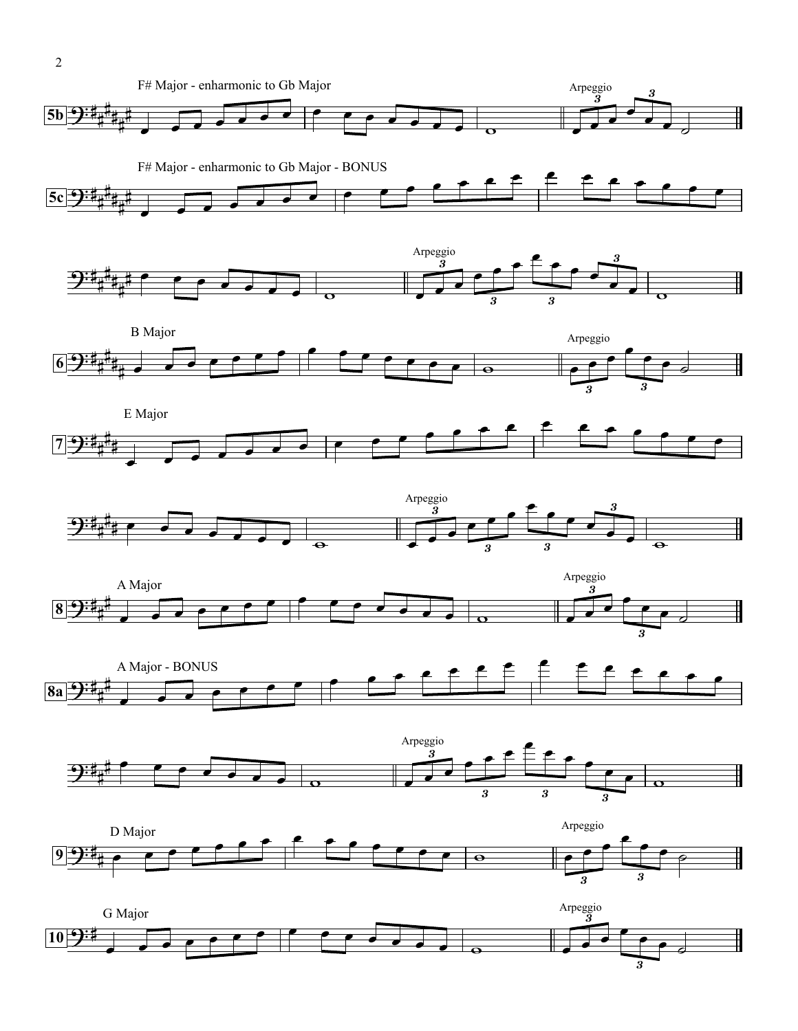**5b** F# Major - enharmonic to Gb Major

Arpeggio

**5c** F# Major - enharmonic to Gb Major - BONUS

Arpeggio

**6** B Major

Arpeggio

**7** E Major

Arpeggio

**8** A Major

Arpeggio

**8a** A Major - BONUS

Arpeggio

**9** D Major

Arpeggio

**10** G Major

Arpeggio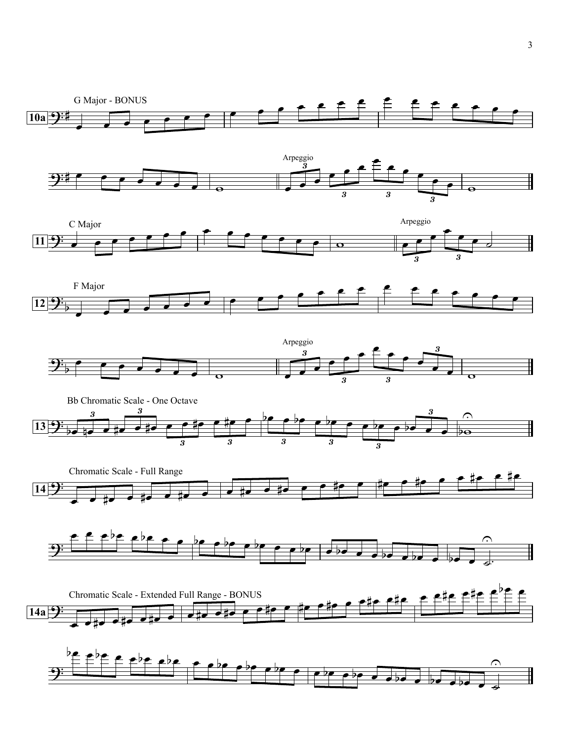**10a** G Major - BONUS

Arpeggio

**11** C Major

Arpeggio

**12** F Major

Arpeggio

**13** Bb Chromatic Scale - One Octave

**14** Chromatic Scale - Full Range

**14a** Chromatic Scale - Extended Full Range - BONUS